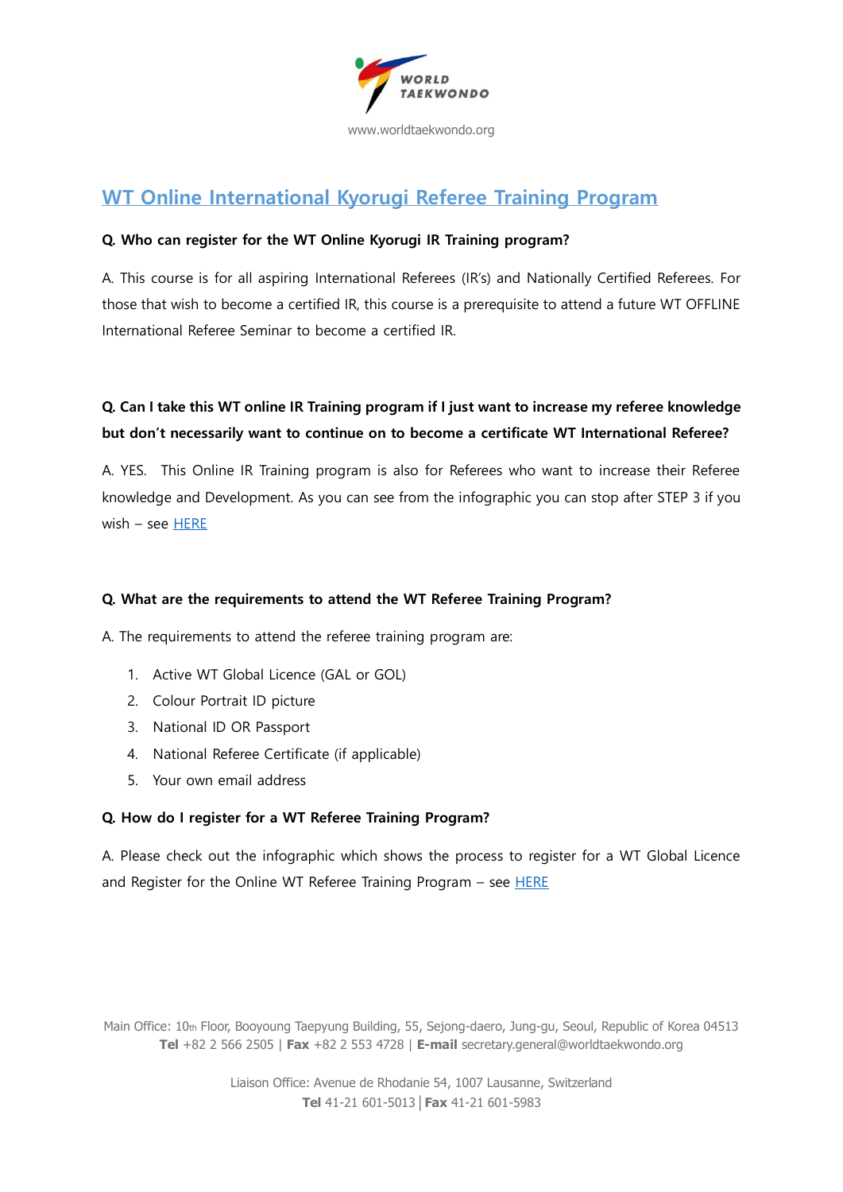WORLD TAEKWONDO

www.worldtaekwondo.org

# WT Online International Kyorugi Referee Training Program

**Q. Who can register for the WT Online Kyorugi IR Training program?**

A. This course is for all aspiring International Referees (IR's) and Nationally Certified Referees. For those that wish to become a certified IR, this course is a prerequisite to attend a future WT OFFLINE International Referee Seminar to become a certified IR.

**Q. Can I take this WT online IR Training program if I just want to increase my referee knowledge but don't necessarily want to continue on to become a certificate WT International Referee?**

A. YES. This Online IR Training program is also for Referees who want to increase their Referee knowledge and Development. As you can see from the infographic you can stop after STEP 3 if you wish – see HERE

**Q. What are the requirements to attend the WT Referee Training Program?**

A. The requirements to attend the referee training program are:

1. Active WT Global Licence (GAL or GOL)
2. Colour Portrait ID picture
3. National ID OR Passport
4. National Referee Certificate (if applicable)
5. Your own email address

**Q. How do I register for a WT Referee Training Program?**

A. Please check out the infographic which shows the process to register for a WT Global Licence and Register for the Online WT Referee Training Program – see HERE

Main Office: 10th Floor, Booyoung Taepyung Building, 55, Sejong-daero, Jung-gu, Seoul, Republic of Korea 04513
**Tel** +82 2 566 2505 | **Fax** +82 2 553 4728 | **E-mail** secretary.general@worldtaekwondo.org

Liaison Office: Avenue de Rhodanie 54, 1007 Lausanne, Switzerland
**Tel** 41-21 601-5013 | **Fax** 41-21 601-5983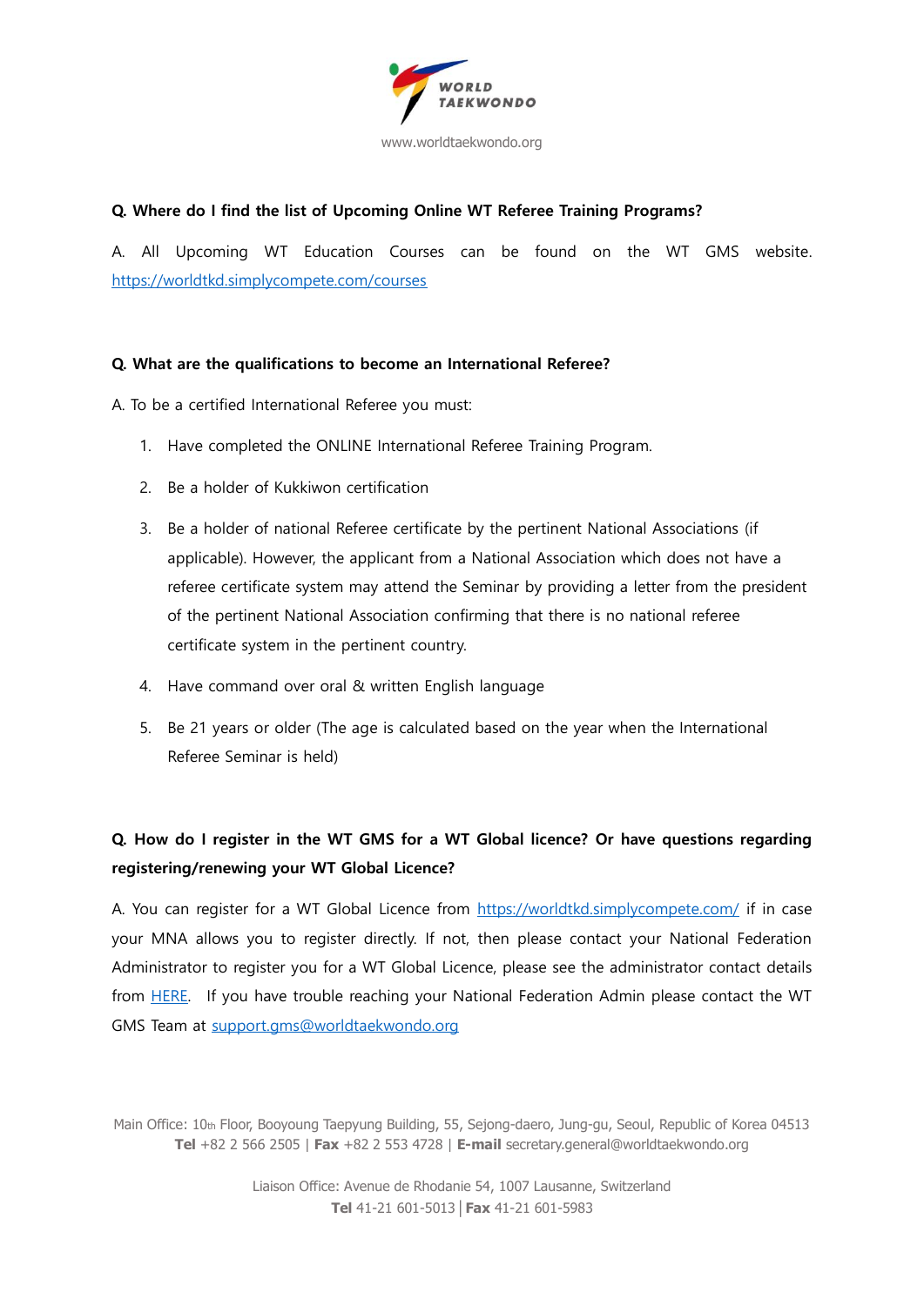**Q. Where do I find the list of Upcoming Online WT Referee Training Programs?**

A. All Upcoming WT Education Courses can be found on the WT GMS website. [https://worldtkd.simplycompete.com/courses](https://worldtkd.simplycompete.com/courses)

**Q. What are the qualifications to become an International Referee?**

A. To be a certified International Referee you must:

1. Have completed the ONLINE International Referee Training Program.
2. Be a holder of Kukkiwon certification
3. Be a holder of national Referee certificate by the pertinent National Associations (if applicable). However, the applicant from a National Association which does not have a referee certificate system may attend the Seminar by providing a letter from the president of the pertinent National Association confirming that there is no national referee certificate system in the pertinent country.
4. Have command over oral & written English language
5. Be 21 years or older (The age is calculated based on the year when the International Referee Seminar is held)

**Q. How do I register in the WT GMS for a WT Global licence? Or have questions regarding registering/renewing your WT Global Licence?**

A. You can register for a WT Global Licence from [https://worldtkd.simplycompete.com/](https://worldtkd.simplycompete.com/) if in case your MNA allows you to register directly. If not, then please contact your National Federation Administrator to register you for a WT Global Licence, please see the administrator contact details from HERE. If you have trouble reaching your National Federation Admin please contact the WT GMS Team at support.gms@worldtaekwondo.org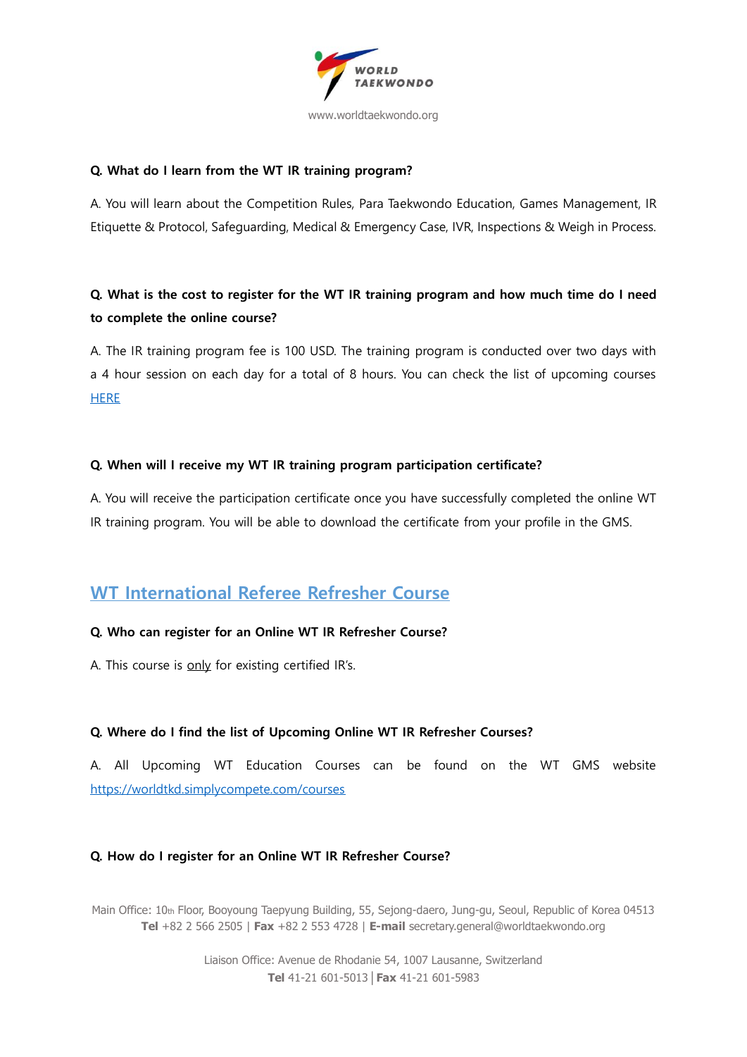**Q. What do I learn from the WT IR training program?**

A. You will learn about the Competition Rules, Para Taekwondo Education, Games Management, IR Etiquette & Protocol, Safeguarding, Medical & Emergency Case, IVR, Inspections & Weigh in Process.

**Q. What is the cost to register for the WT IR training program and how much time do I need to complete the online course?**

A. The IR training program fee is 100 USD. The training program is conducted over two days with a 4 hour session on each day for a total of 8 hours. You can check the list of upcoming courses [HERE]()

**Q. When will I receive my WT IR training program participation certificate?**

A. You will receive the participation certificate once you have successfully completed the online WT IR training program. You will be able to download the certificate from your profile in the GMS.

## WT International Referee Refresher Course

**Q. Who can register for an Online WT IR Refresher Course?**

A. This course is only for existing certified IR's.

**Q. Where do I find the list of Upcoming Online WT IR Refresher Courses?**

A. All Upcoming WT Education Courses can be found on the WT GMS website [https://worldtkd.simplycompete.com/courses](https://worldtkd.simplycompete.com/courses)

**Q. How do I register for an Online WT IR Refresher Course?**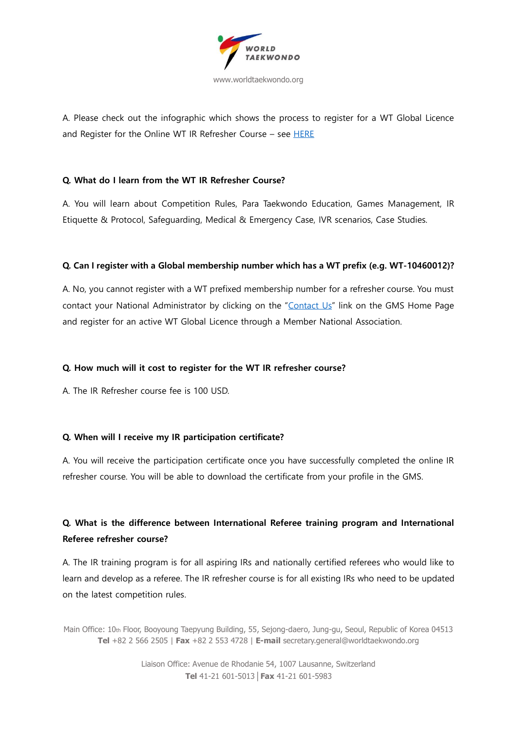A. Please check out the infographic which shows the process to register for a WT Global Licence and Register for the Online WT IR Refresher Course – see HERE

**Q. What do I learn from the WT IR Refresher Course?**

A. You will learn about Competition Rules, Para Taekwondo Education, Games Management, IR Etiquette & Protocol, Safeguarding, Medical & Emergency Case, IVR scenarios, Case Studies.

**Q. Can I register with a Global membership number which has a WT prefix (e.g. WT-10460012)?**

A. No, you cannot register with a WT prefixed membership number for a refresher course. You must contact your National Administrator by clicking on the "Contact Us" link on the GMS Home Page and register for an active WT Global Licence through a Member National Association.

**Q. How much will it cost to register for the WT IR refresher course?**

A. The IR Refresher course fee is 100 USD.

**Q. When will I receive my IR participation certificate?**

A. You will receive the participation certificate once you have successfully completed the online IR refresher course. You will be able to download the certificate from your profile in the GMS.

**Q. What is the difference between International Referee training program and International Referee refresher course?**

A. The IR training program is for all aspiring IRs and nationally certified referees who would like to learn and develop as a referee. The IR refresher course is for all existing IRs who need to be updated on the latest competition rules.